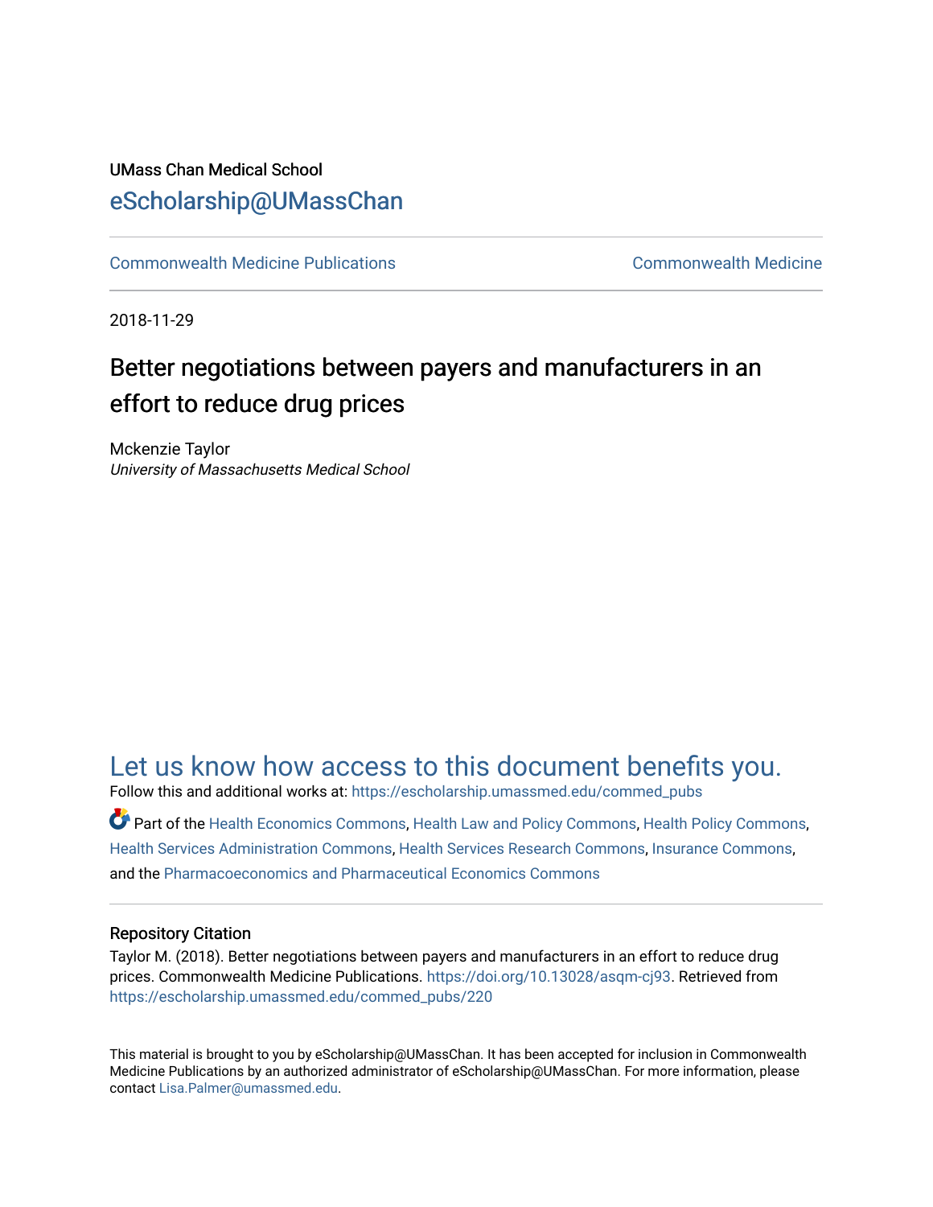UMass Chan Medical School

eScholarship@UMassChan

Commonwealth Medicine Publications | Commonwealth Medicine

2018-11-29

# Better negotiations between payers and manufacturers in an effort to reduce drug prices

Mckenzie Taylor
*University of Massachusetts Medical School*

Let us know how access to this document benefits you.

Follow this and additional works at: https://escholarship.umassmed.edu/commed_pubs

Part of the Health Economics Commons, Health Law and Policy Commons, Health Policy Commons, Health Services Administration Commons, Health Services Research Commons, Insurance Commons, and the Pharmacoeconomics and Pharmaceutical Economics Commons

## Repository Citation

Taylor M. (2018). Better negotiations between payers and manufacturers in an effort to reduce drug prices. Commonwealth Medicine Publications. https://doi.org/10.13028/asqm-cj93. Retrieved from https://escholarship.umassmed.edu/commed_pubs/220

This material is brought to you by eScholarship@UMassChan. It has been accepted for inclusion in Commonwealth Medicine Publications by an authorized administrator of eScholarship@UMassChan. For more information, please contact Lisa.Palmer@umassmed.edu.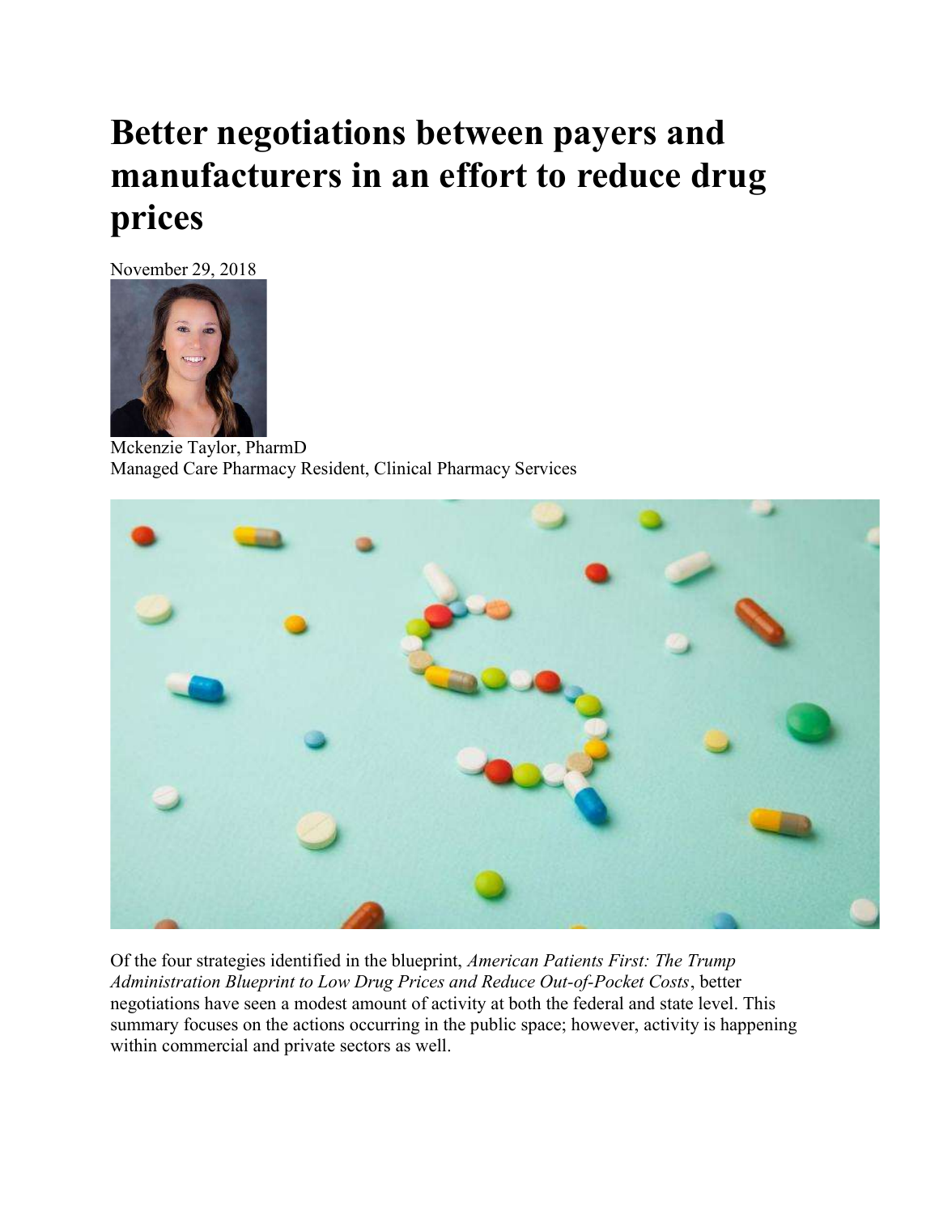# Better negotiations between payers and manufacturers in an effort to reduce drug prices

November 29, 2018

Mckenzie Taylor, PharmD
Managed Care Pharmacy Resident, Clinical Pharmacy Services

Of the four strategies identified in the blueprint, *American Patients First: The Trump Administration Blueprint to Low Drug Prices and Reduce Out-of-Pocket Costs*, better negotiations have seen a modest amount of activity at both the federal and state level. This summary focuses on the actions occurring in the public space; however, activity is happening within commercial and private sectors as well.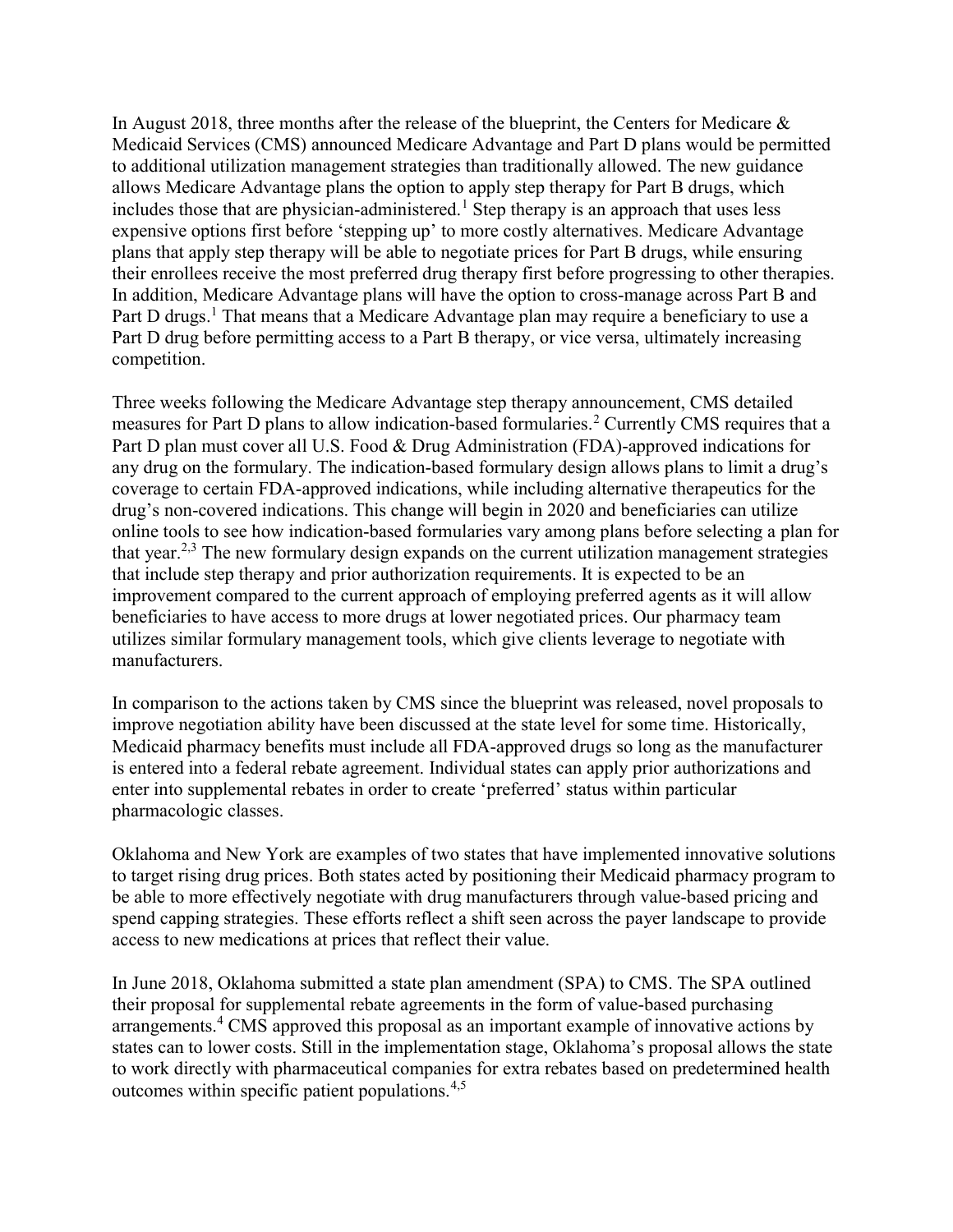In August 2018, three months after the release of the blueprint, the Centers for Medicare & Medicaid Services (CMS) announced Medicare Advantage and Part D plans would be permitted to additional utilization management strategies than traditionally allowed. The new guidance allows Medicare Advantage plans the option to apply step therapy for Part B drugs, which includes those that are physician-administered.[1] Step therapy is an approach that uses less expensive options first before 'stepping up' to more costly alternatives. Medicare Advantage plans that apply step therapy will be able to negotiate prices for Part B drugs, while ensuring their enrollees receive the most preferred drug therapy first before progressing to other therapies. In addition, Medicare Advantage plans will have the option to cross-manage across Part B and Part D drugs.[1] That means that a Medicare Advantage plan may require a beneficiary to use a Part D drug before permitting access to a Part B therapy, or vice versa, ultimately increasing competition.

Three weeks following the Medicare Advantage step therapy announcement, CMS detailed measures for Part D plans to allow indication-based formularies.[2] Currently CMS requires that a Part D plan must cover all U.S. Food & Drug Administration (FDA)-approved indications for any drug on the formulary. The indication-based formulary design allows plans to limit a drug's coverage to certain FDA-approved indications, while including alternative therapeutics for the drug's non-covered indications. This change will begin in 2020 and beneficiaries can utilize online tools to see how indication-based formularies vary among plans before selecting a plan for that year.[2,3] The new formulary design expands on the current utilization management strategies that include step therapy and prior authorization requirements. It is expected to be an improvement compared to the current approach of employing preferred agents as it will allow beneficiaries to have access to more drugs at lower negotiated prices. Our pharmacy team utilizes similar formulary management tools, which give clients leverage to negotiate with manufacturers.

In comparison to the actions taken by CMS since the blueprint was released, novel proposals to improve negotiation ability have been discussed at the state level for some time. Historically, Medicaid pharmacy benefits must include all FDA-approved drugs so long as the manufacturer is entered into a federal rebate agreement. Individual states can apply prior authorizations and enter into supplemental rebates in order to create 'preferred' status within particular pharmacologic classes.

Oklahoma and New York are examples of two states that have implemented innovative solutions to target rising drug prices. Both states acted by positioning their Medicaid pharmacy program to be able to more effectively negotiate with drug manufacturers through value-based pricing and spend capping strategies. These efforts reflect a shift seen across the payer landscape to provide access to new medications at prices that reflect their value.

In June 2018, Oklahoma submitted a state plan amendment (SPA) to CMS. The SPA outlined their proposal for supplemental rebate agreements in the form of value-based purchasing arrangements.[4] CMS approved this proposal as an important example of innovative actions by states can to lower costs. Still in the implementation stage, Oklahoma's proposal allows the state to work directly with pharmaceutical companies for extra rebates based on predetermined health outcomes within specific patient populations.[4,5]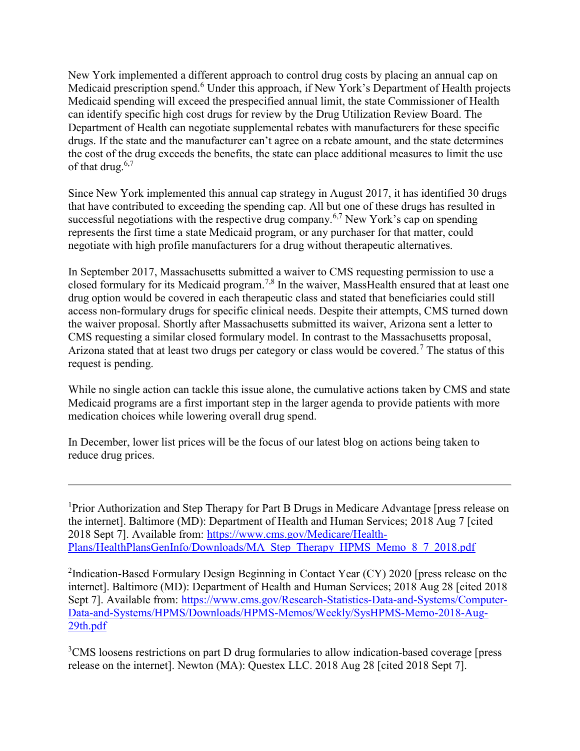New York implemented a different approach to control drug costs by placing an annual cap on Medicaid prescription spend.[6] Under this approach, if New York's Department of Health projects Medicaid spending will exceed the prespecified annual limit, the state Commissioner of Health can identify specific high cost drugs for review by the Drug Utilization Review Board. The Department of Health can negotiate supplemental rebates with manufacturers for these specific drugs. If the state and the manufacturer can't agree on a rebate amount, and the state determines the cost of the drug exceeds the benefits, the state can place additional measures to limit the use of that drug.[6,7]

Since New York implemented this annual cap strategy in August 2017, it has identified 30 drugs that have contributed to exceeding the spending cap. All but one of these drugs has resulted in successful negotiations with the respective drug company.[6,7] New York's cap on spending represents the first time a state Medicaid program, or any purchaser for that matter, could negotiate with high profile manufacturers for a drug without therapeutic alternatives.

In September 2017, Massachusetts submitted a waiver to CMS requesting permission to use a closed formulary for its Medicaid program.[7,8] In the waiver, MassHealth ensured that at least one drug option would be covered in each therapeutic class and stated that beneficiaries could still access non-formulary drugs for specific clinical needs. Despite their attempts, CMS turned down the waiver proposal. Shortly after Massachusetts submitted its waiver, Arizona sent a letter to CMS requesting a similar closed formulary model. In contrast to the Massachusetts proposal, Arizona stated that at least two drugs per category or class would be covered.[7] The status of this request is pending.

While no single action can tackle this issue alone, the cumulative actions taken by CMS and state Medicaid programs are a first important step in the larger agenda to provide patients with more medication choices while lowering overall drug spend.

In December, lower list prices will be the focus of our latest blog on actions being taken to reduce drug prices.

---

[1]Prior Authorization and Step Therapy for Part B Drugs in Medicare Advantage [press release on the internet]. Baltimore (MD): Department of Health and Human Services; 2018 Aug 7 [cited 2018 Sept 7]. Available from: https://www.cms.gov/Medicare/Health-Plans/HealthPlansGenInfo/Downloads/MA_Step_Therapy_HPMS_Memo_8_7_2018.pdf

[2]Indication-Based Formulary Design Beginning in Contact Year (CY) 2020 [press release on the internet]. Baltimore (MD): Department of Health and Human Services; 2018 Aug 28 [cited 2018 Sept 7]. Available from: https://www.cms.gov/Research-Statistics-Data-and-Systems/Computer-Data-and-Systems/HPMS/Downloads/HPMS-Memos/Weekly/SysHPMS-Memo-2018-Aug-29th.pdf

[3]CMS loosens restrictions on part D drug formularies to allow indication-based coverage [press release on the internet]. Newton (MA): Questex LLC. 2018 Aug 28 [cited 2018 Sept 7].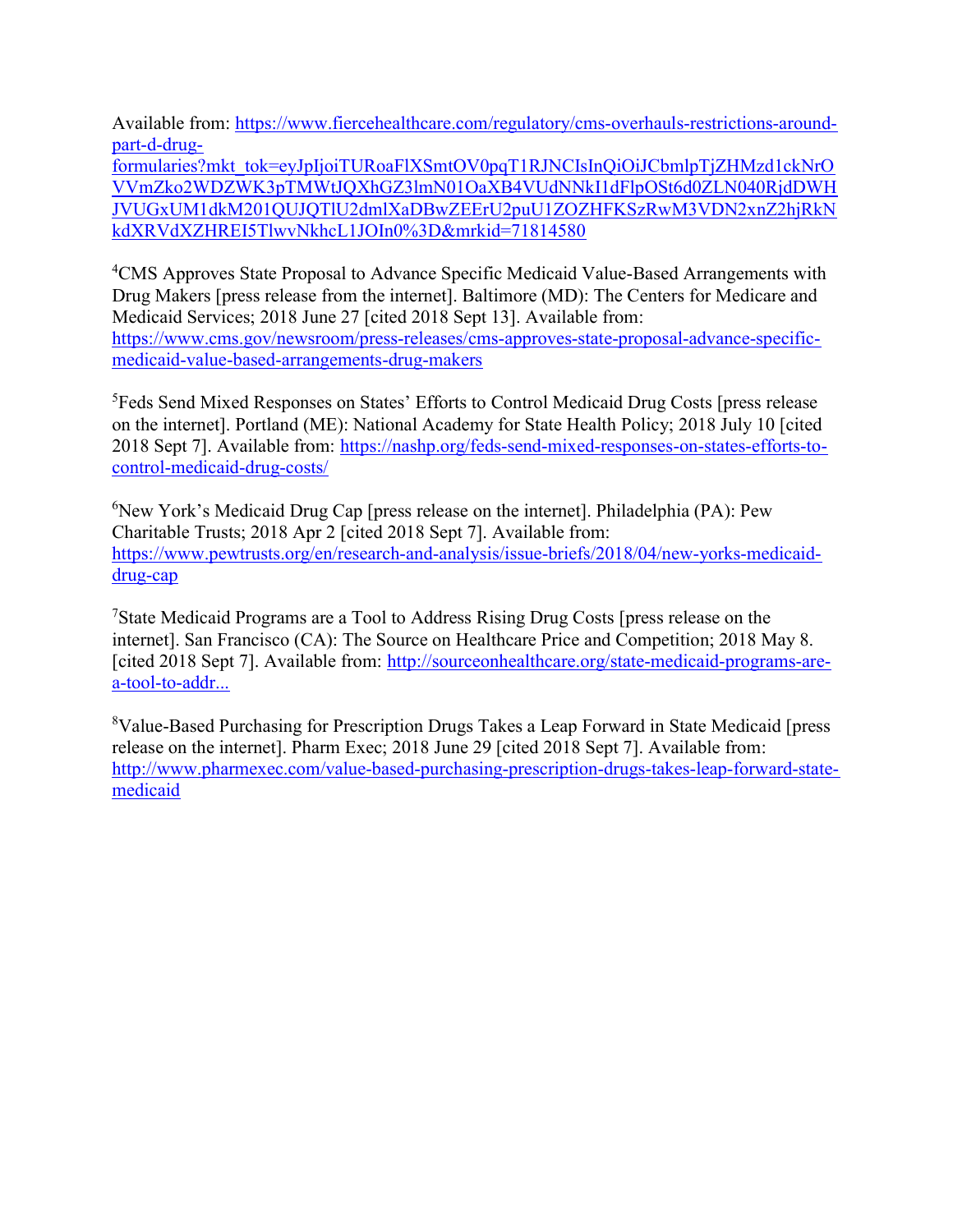Available from: https://www.fiercehealthcare.com/regulatory/cms-overhauls-restrictions-around-part-d-drug-formularies?mkt_tok=eyJpIjoiTURoaFlXSmtOV0pqT1RJNCIsInQiOiJCbmlpTjZHMzd1ckNrOVVmZko2WDZWK3pTMWtJQXhGZ3lmN01OaXB4VUdNNkI1dFlpOSt6d0ZLN040RjdDWHJVUGxUM1dkM201QUJQTlU2dmlXaDBwZEErU2puU1ZOZHFKSzRwM3VDN2xnZ2hjRkNkdXRVdXZHREI5TlwvNkhcL1JOIn0%3D&mrkid=71814580

[4]CMS Approves State Proposal to Advance Specific Medicaid Value-Based Arrangements with Drug Makers [press release from the internet]. Baltimore (MD): The Centers for Medicare and Medicaid Services; 2018 June 27 [cited 2018 Sept 13]. Available from: https://www.cms.gov/newsroom/press-releases/cms-approves-state-proposal-advance-specific-medicaid-value-based-arrangements-drug-makers

[5]Feds Send Mixed Responses on States' Efforts to Control Medicaid Drug Costs [press release on the internet]. Portland (ME): National Academy for State Health Policy; 2018 July 10 [cited 2018 Sept 7]. Available from: https://nashp.org/feds-send-mixed-responses-on-states-efforts-to-control-medicaid-drug-costs/

[6]New York's Medicaid Drug Cap [press release on the internet]. Philadelphia (PA): Pew Charitable Trusts; 2018 Apr 2 [cited 2018 Sept 7]. Available from: https://www.pewtrusts.org/en/research-and-analysis/issue-briefs/2018/04/new-yorks-medicaid-drug-cap

[7]State Medicaid Programs are a Tool to Address Rising Drug Costs [press release on the internet]. San Francisco (CA): The Source on Healthcare Price and Competition; 2018 May 8. [cited 2018 Sept 7]. Available from: http://sourceonhealthcare.org/state-medicaid-programs-are-a-tool-to-addr...

[8]Value-Based Purchasing for Prescription Drugs Takes a Leap Forward in State Medicaid [press release on the internet]. Pharm Exec; 2018 June 29 [cited 2018 Sept 7]. Available from: http://www.pharmexec.com/value-based-purchasing-prescription-drugs-takes-leap-forward-state-medicaid